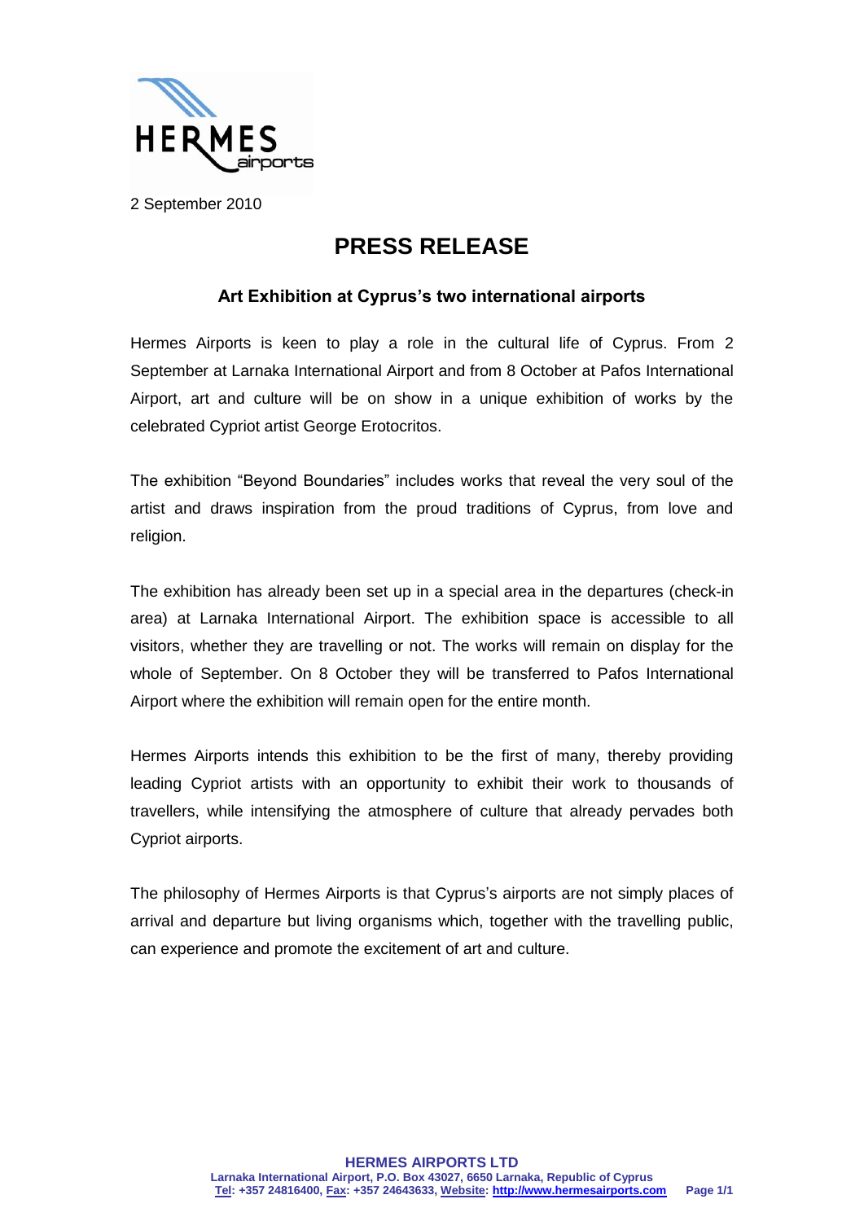2 September 2010

# PRESS RELEASE

### Art Exhibition at Cyprus's two international airports

Hermes Airports is keen to play a role in the cultural life of Cyprus. From 2 September at Larnaka International Airport and from 8 October at Pafos International Airport, art and culture will be on show in a unique exhibition of works by the celebrated Cypriot artist George Erotocritos.

The exhibition "Beyond Boundaries" includes works that reveal the very soul of the artist and draws inspiration from the proud traditions of Cyprus, from love and religion.

The exhibition has already been set up in a special area in the departures (check-in area) at Larnaka International Airport. The exhibition space is accessible to all visitors, whether they are travelling or not. The works will remain on display for the whole of September. On 8 October they will be transferred to Pafos International Airport where the exhibition will remain open for the entire month.

Hermes Airports intends this exhibition to be the first of many, thereby providing leading Cypriot artists with an opportunity to exhibit their work to thousands of travellers, while intensifying the atmosphere of culture that already pervades both Cypriot airports.

The philosophy of Hermes Airports is that Cyprus's airports are not simply places of arrival and departure but living organisms which, together with the travelling public, can experience and promote the excitement of art and culture.

**HERMES AIRPORTS LTD**
**Larnaka International Airport, P.O. Box 43027, 6650 Larnaka, Republic of Cyprus**
**Tel: +357 24816400, Fax: +357 24643633, Website: http://www.hermesairports.com**